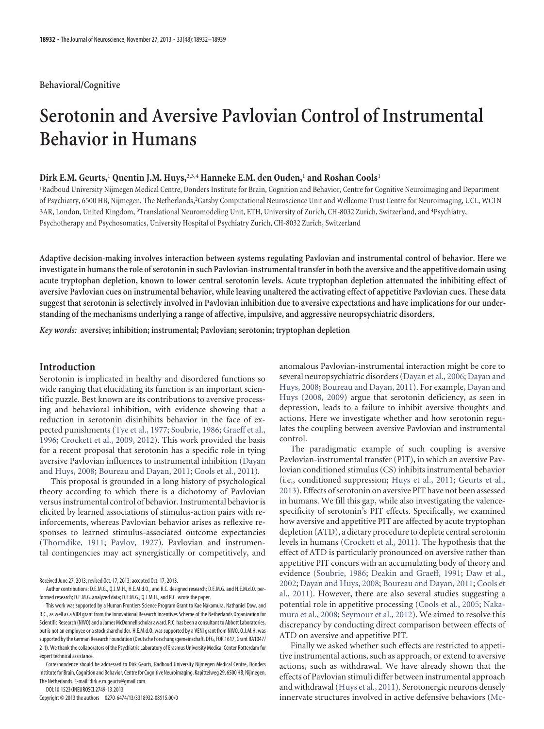Behavioral/Cognitive

# Serotonin and Aversive Pavlovian Control of Instrumental Behavior in Humans

**Dirk E.M. Geurts,[1] Quentin J.M. Huys,[2,3,4] Hanneke E.M. den Ouden,[1] and Roshan Cools[1]**

[1]Radboud University Nijmegen Medical Centre, Donders Institute for Brain, Cognition and Behavior, Centre for Cognitive Neuroimaging and Department of Psychiatry, 6500 HB, Nijmegen, The Netherlands, [2]Gatsby Computational Neuroscience Unit and Wellcome Trust Centre for Neuroimaging, UCL, WC1N 3AR, London, United Kingdom, [3]Translational Neuromodeling Unit, ETH, University of Zurich, CH-8032 Zurich, Switzerland, and [4]Psychiatry, Psychotherapy and Psychosomatics, University Hospital of Psychiatry Zurich, CH-8032 Zurich, Switzerland

**Adaptive decision-making involves interaction between systems regulating Pavlovian and instrumental control of behavior. Here we investigate in humans the role of serotonin in such Pavlovian-instrumental transfer in both the aversive and the appetitive domain using acute tryptophan depletion, known to lower central serotonin levels. Acute tryptophan depletion attenuated the inhibiting effect of aversive Pavlovian cues on instrumental behavior, while leaving unaltered the activating effect of appetitive Pavlovian cues. These data suggest that serotonin is selectively involved in Pavlovian inhibition due to aversive expectations and have implications for our understanding of the mechanisms underlying a range of affective, impulsive, and aggressive neuropsychiatric disorders.**

*Key words:* **aversive; inhibition; instrumental; Pavlovian; serotonin; tryptophan depletion**

## Introduction

Serotonin is implicated in healthy and disordered functions so wide ranging that elucidating its function is an important scientific puzzle. Best known are its contributions to aversive processing and behavioral inhibition, with evidence showing that a reduction in serotonin disinhibits behavior in the face of expected punishments (Tye et al., 1977; Soubrie, 1986; Graeff et al., 1996; Crockett et al., 2009, 2012). This work provided the basis for a recent proposal that serotonin has a specific role in tying aversive Pavlovian influences to instrumental inhibition (Dayan and Huys, 2008; Boureau and Dayan, 2011; Cools et al., 2011).

This proposal is grounded in a long history of psychological theory according to which there is a dichotomy of Pavlovian versus instrumental control of behavior. Instrumental behavior is elicited by learned associations of stimulus-action pairs with reinforcements, whereas Pavlovian behavior arises as reflexive responses to learned stimulus-associated outcome expectancies (Thorndike, 1911; Pavlov, 1927). Pavlovian and instrumental contingencies may act synergistically or competitively, and anomalous Pavlovian-instrumental interaction might be core to several neuropsychiatric disorders (Dayan et al., 2006; Dayan and Huys, 2008; Boureau and Dayan, 2011). For example, Dayan and Huys (2008, 2009) argue that serotonin deficiency, as seen in depression, leads to a failure to inhibit aversive thoughts and actions. Here we investigate whether and how serotonin regulates the coupling between aversive Pavlovian and instrumental control.

The paradigmatic example of such coupling is aversive Pavlovian-instrumental transfer (PIT), in which an aversive Pavlovian conditioned stimulus (CS) inhibits instrumental behavior (i.e., conditioned suppression; Huys et al., 2011; Geurts et al., 2013). Effects of serotonin on aversive PIT have not been assessed in humans. We fill this gap, while also investigating the valence-specificity of serotonin's PIT effects. Specifically, we examined how aversive and appetitive PIT are affected by acute tryptophan depletion (ATD), a dietary procedure to deplete central serotonin levels in humans (Crockett et al., 2011). The hypothesis that the effect of ATD is particularly pronounced on aversive rather than appetitive PIT concurs with an accumulating body of theory and evidence (Soubrie, 1986; Deakin and Graeff, 1991; Daw et al., 2002; Dayan and Huys, 2008; Boureau and Dayan, 2011; Cools et al., 2011). However, there are also several studies suggesting a potential role in appetitive processing (Cools et al., 2005; Nakamura et al., 2008; Seymour et al., 2012). We aimed to resolve this discrepancy by conducting direct comparison between effects of ATD on aversive and appetitive PIT.

Finally we asked whether such effects are restricted to appetitive instrumental actions, such as approach, or extend to aversive actions, such as withdrawal. We have already shown that the effects of Pavlovian stimuli differ between instrumental approach and withdrawal (Huys et al., 2011). Serotonergic neurons densely innervate structures involved in active defensive behaviors (Mc-

Received June 27, 2013; revised Oct. 17, 2013; accepted Oct. 17, 2013.

Author contributions: D.E.M.G., Q.J.M.H., H.E.M.d.O., and R.C. designed research; D.E.M.G. and H.E.M.d.O. performed research; D.E.M.G. analyzed data; D.E.M.G., Q.J.M.H., and R.C. wrote the paper.

This work was supported by a Human Frontiers Science Program Grant to Kae Nakamura, Nathaniel Daw, and R.C., as well as a VIDI grant from the Innovational Research Incentives Scheme of the Netherlands Organization for Scientific Research (NWO) and a James McDonnell scholar award. R.C. has been a consultant to Abbott Laboratories, but is not an employee or a stock shareholder. H.E.M.d.O. was supported by a VENI grant from NWO. Q.J.M.H. was supported by the German Research Foundation (Deutsche Forschungsgemeinschaft, DFG, FOR 1617, Grant RA1047/2-1). We thank the collaborators of the Psychiatric Laboratory of Erasmus University Medical Center Rotterdam for expert technical assistance.

Correspondence should be addressed to Dirk Geurts, Radboud University Nijmegen Medical Centre, Donders Institute for Brain, Cognition and Behavior, Centre for Cognitive Neuroimaging, Kapittelweg 29, 6500 HB, Nijmegen, The Netherlands. E-mail: dirk.e.m.geurts@gmail.com.

DOI:10.1523/JNEUROSCI.2749-13.2013

Copyright © 2013 the authors 0270-6474/13/3318932-08$15.00/0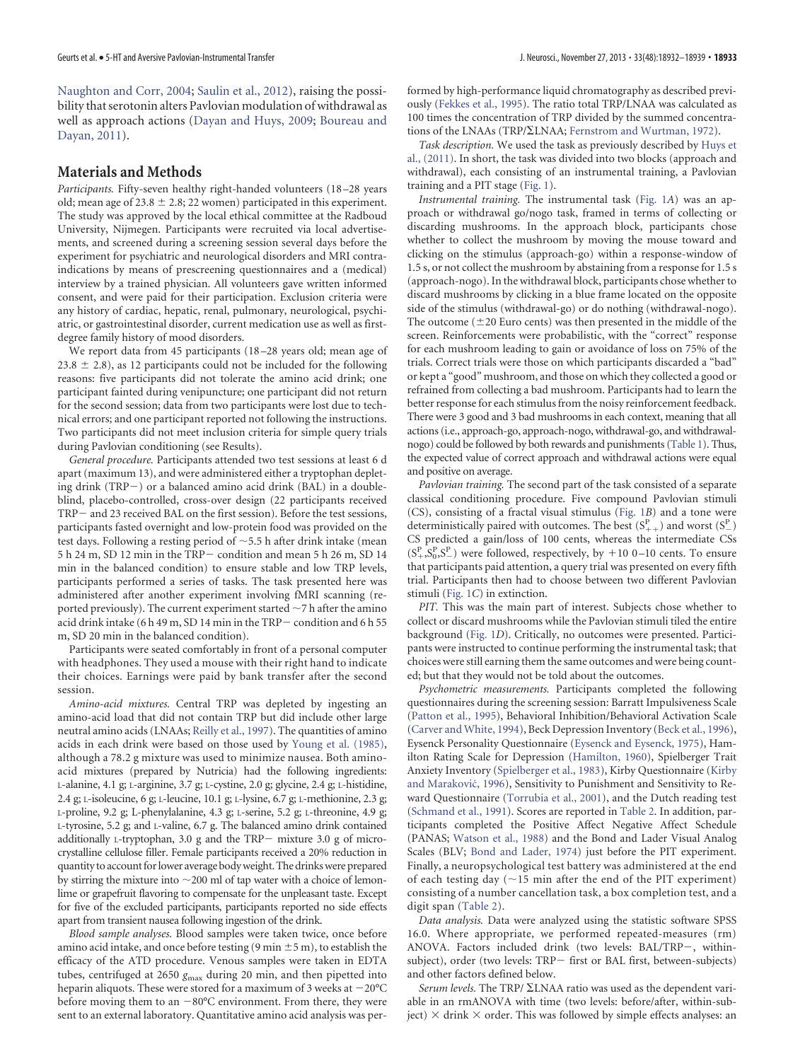Naughton and Corr, 2004; Saulin et al., 2012), raising the possibility that serotonin alters Pavlovian modulation of withdrawal as well as approach actions (Dayan and Huys, 2009; Boureau and Dayan, 2011).

## Materials and Methods

*Participants.* Fifty-seven healthy right-handed volunteers (18–28 years old; mean age of 23.8 ± 2.8; 22 women) participated in this experiment. The study was approved by the local ethical committee at the Radboud University, Nijmegen. Participants were recruited via local advertisements, and screened during a screening session several days before the experiment for psychiatric and neurological disorders and MRI contraindications by means of prescreening questionnaires and a (medical) interview by a trained physician. All volunteers gave written informed consent, and were paid for their participation. Exclusion criteria were any history of cardiac, hepatic, renal, pulmonary, neurological, psychiatric, or gastrointestinal disorder, current medication use as well as first-degree family history of mood disorders.

We report data from 45 participants (18–28 years old; mean age of 23.8 ± 2.8), as 12 participants could not be included for the following reasons: five participants did not tolerate the amino acid drink; one participant fainted during venipuncture; one participant did not return for the second session; data from two participants were lost due to technical errors; and one participant reported not following the instructions. Two participants did not meet inclusion criteria for simple query trials during Pavlovian conditioning (see Results).

*General procedure.* Participants attended two test sessions at least 6 d apart (maximum 13), and were administered either a tryptophan depleting drink (TRP−) or a balanced amino acid drink (BAL) in a double-blind, placebo-controlled, cross-over design (22 participants received TRP− and 23 received BAL on the first session). Before the test sessions, participants fasted overnight and low-protein food was provided on the test days. Following a resting period of ~5.5 h after drink intake (mean 5 h 24 m, SD 12 min in the TRP− condition and mean 5 h 26 m, SD 14 min in the balanced condition) to ensure stable and low TRP levels, participants performed a series of tasks. The task presented here was administered after another experiment involving fMRI scanning (reported previously). The current experiment started ~7 h after the amino acid drink intake (6 h 49 m, SD 14 min in the TRP− condition and 6 h 55 m, SD 20 min in the balanced condition).

Participants were seated comfortably in front of a personal computer with headphones. They used a mouse with their right hand to indicate their choices. Earnings were paid by bank transfer after the second session.

*Amino-acid mixtures.* Central TRP was depleted by ingesting an amino-acid load that did not contain TRP but did include other large neutral amino acids (LNAAs; Reilly et al., 1997). The quantities of amino acids in each drink were based on those used by Young et al. (1985), although a 78.2 g mixture was used to minimize nausea. Both amino-acid mixtures (prepared by Nutricia) had the following ingredients: L-alanine, 4.1 g; L-arginine, 3.7 g; L-cystine, 2.0 g; glycine, 2.4 g; L-histidine, 2.4 g; L-isoleucine, 6 g; L-leucine, 10.1 g; L-lysine, 6.7 g; L-methionine, 2.3 g; L-proline, 9.2 g; L-phenylalanine, 4.3 g; L-serine, 5.2 g; L-threonine, 4.9 g; L-tyrosine, 5.2 g; and L-valine, 6.7 g. The balanced amino drink contained additionally L-tryptophan, 3.0 g and the TRP− mixture 3.0 g of microcrystalline cellulose filler. Female participants received a 20% reduction in quantity to account for lower average body weight. The drinks were prepared by stirring the mixture into ~200 ml of tap water with a choice of lemon-lime or grapefruit flavoring to compensate for the unpleasant taste. Except for five of the excluded participants, participants reported no side effects apart from transient nausea following ingestion of the drink.

*Blood sample analyses.* Blood samples were taken twice, once before amino acid intake, and once before testing (9 min ± 5 m), to establish the efficacy of the ATD procedure. Venous samples were taken in EDTA tubes, centrifuged at 2650 $g_{max}$ during 20 min, and then pipetted into heparin aliquots. These were stored for a maximum of 3 weeks at −20°C before moving them to an −80°C environment. From there, they were sent to an external laboratory. Quantitative amino acid analysis was performed by high-performance liquid chromatography as described previously (Fekkes et al., 1995). The ratio total TRP/LNAA was calculated as 100 times the concentration of TRP divided by the summed concentrations of the LNAAs (TRP/ΣLNAA; Fernstrom and Wurtman, 1972).

*Task description.* We used the task as previously described by Huys et al. (2011). In short, the task was divided into two blocks (approach and withdrawal), each consisting of an instrumental training, a Pavlovian training and a PIT stage (Fig. 1).

*Instrumental training.* The instrumental task (Fig. 1*A*) was an approach or withdrawal go/nogo task, framed in terms of collecting or discarding mushrooms. In the approach block, participants chose whether to collect the mushroom by moving the mouse toward and clicking on the stimulus (approach-go) within a response-window of 1.5 s, or not collect the mushroom by abstaining from a response for 1.5 s (approach-nogo). In the withdrawal block, participants chose whether to discard mushrooms by clicking in a blue frame located on the opposite side of the stimulus (withdrawal-go) or do nothing (withdrawal-nogo). The outcome (±20 Euro cents) was then presented in the middle of the screen. Reinforcements were probabilistic, with the "correct" response for each mushroom leading to gain or avoidance of loss on 75% of the trials. Correct trials were those on which participants discarded a "bad" or kept a "good" mushroom, and those on which they collected a good or refrained from collecting a bad mushroom. Participants had to learn the better response for each stimulus from the noisy reinforcement feedback. There were 3 good and 3 bad mushrooms in each context, meaning that all actions (i.e., approach-go, approach-nogo, withdrawal-go, and withdrawal-nogo) could be followed by both rewards and punishments (Table 1). Thus, the expected value of correct approach and withdrawal actions were equal and positive on average.

*Pavlovian training.* The second part of the task consisted of a separate classical conditioning procedure. Five compound Pavlovian stimuli (CS), consisting of a fractal visual stimulus (Fig. 1*B*) and a tone were deterministically paired with outcomes. The best ($S^P_{++}$) and worst ($S^P_{-}$) CS predicted a gain/loss of 100 cents, whereas the intermediate CSs ($S^P_{+}$,$S^P_{0}$,$S^P_{-}$) were followed, respectively, by +10 0–10 cents. To ensure that participants paid attention, a query trial was presented on every fifth trial. Participants then had to choose between two different Pavlovian stimuli (Fig. 1*C*) in extinction.

*PIT.* This was the main part of interest. Subjects chose whether to collect or discard mushrooms while the Pavlovian stimuli tiled the entire background (Fig. 1*D*). Critically, no outcomes were presented. Participants were instructed to continue performing the instrumental task; that choices were still earning them the same outcomes and were being counted; but that they would not be told about the outcomes.

*Psychometric measurements.* Participants completed the following questionnaires during the screening session: Barratt Impulsiveness Scale (Patton et al., 1995), Behavioral Inhibition/Behavioral Activation Scale (Carver and White, 1994), Beck Depression Inventory (Beck et al., 1996), Eysenck Personality Questionnaire (Eysenck and Eysenck, 1975), Hamilton Rating Scale for Depression (Hamilton, 1960), Spielberger Trait Anxiety Inventory (Spielberger et al., 1983), Kirby Questionnaire (Kirby and Maraković, 1996), Sensitivity to Punishment and Sensitivity to Reward Questionnaire (Torrubia et al., 2001), and the Dutch reading test (Schmand et al., 1991). Scores are reported in Table 2. In addition, participants completed the Positive Affect Negative Affect Schedule (PANAS; Watson et al., 1988) and the Bond and Lader Visual Analog Scales (BLV; Bond and Lader, 1974) just before the PIT experiment. Finally, a neuropsychological test battery was administered at the end of each testing day (~15 min after the end of the PIT experiment) consisting of a number cancellation task, a box completion test, and a digit span (Table 2).

*Data analysis.* Data were analyzed using the statistic software SPSS 16.0. Where appropriate, we performed repeated-measures (rm) ANOVA. Factors included drink (two levels: BAL/TRP−, within-subject), order (two levels: TRP− first or BAL first, between-subjects) and other factors defined below.

*Serum levels.* The TRP/ ΣLNAA ratio was used as the dependent variable in an rmANOVA with time (two levels: before/after, within-subject) × drink × order. This was followed by simple effects analyses: an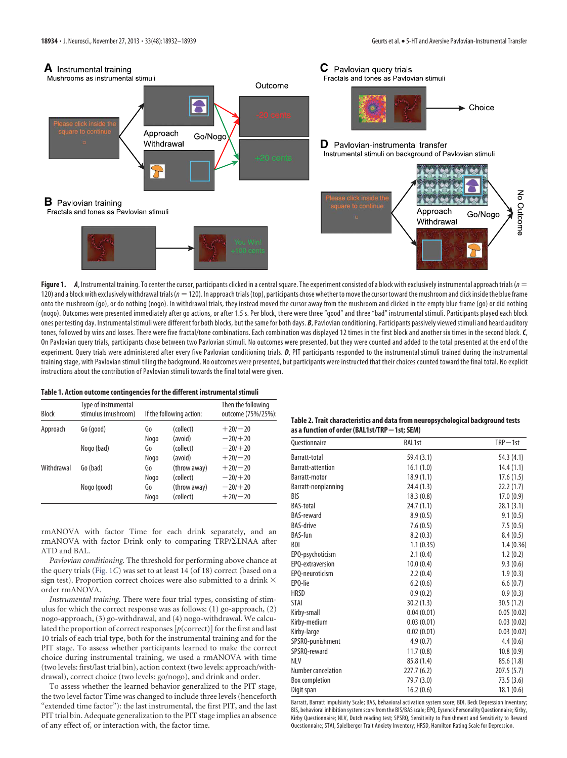**Figure 1.** ***A***, Instrumental training. To center the cursor, participants clicked in a central square. The experiment consisted of a block with exclusively instrumental approach trials ($n$ = 120) and a block with exclusively withdrawal trials ($n$ = 120). In approach trials (top), participants chose whether to move the cursor toward the mushroom and click inside the blue frame onto the mushroom (go), or do nothing (nogo). In withdrawal trials, they instead moved the cursor away from the mushroom and clicked in the empty blue frame (go) or did nothing (nogo). Outcomes were presented immediately after go actions, or after 1.5 s. Per block, there were three "good" and three "bad" instrumental stimuli. Participants played each block ones per testing day. Instrumental stimuli were different for both blocks, but the same for both days. ***B***, Pavlovian conditioning. Participants passively viewed stimuli and heard auditory tones, followed by wins and losses. There were five fractal/tone combinations. Each combination was displayed 12 times in the first block and another six times in the second block. ***C***, On Pavlovian query trials, participants chose between two Pavlovian stimuli. No outcomes were presented, but they were counted and added to the total presented at the end of the experiment. Query trials were administered after every five Pavlovian conditioning trials. ***D***, PIT participants responded to the instrumental stimuli trained during the instrumental training stage, with Pavlovian stimuli tiling the background. No outcomes were presented, but participants were instructed that their choices counted toward the final total. No explicit instructions about the contribution of Pavlovian stimuli towards the final total were given.

**Table 1. Action outcome contingencies for the different instrumental stimuli**

| Block | Type of instrumental stimulus (mushroom) | If the following action: | | Then the following outcome (75%/25%): |
|---|---|---|---|---|
| Approach | Go (good) | Go | (collect) | +20/−20 |
| | | Nogo | (avoid) | −20/+20 |
| | Nogo (bad) | Go | (collect) | −20/+20 |
| | | Nogo | (avoid) | +20/−20 |
| Withdrawal | Go (bad) | Go | (throw away) | +20/−20 |
| | | Nogo | (collect) | −20/+20 |
| | Nogo (good) | Go | (throw away) | −20/+20 |
| | | Nogo | (collect) | +20/−20 |

rmANOVA with factor Time for each drink separately, and an rmANOVA with factor Drink only to comparing TRP/ΣLNAA after ATD and BAL.

*Pavlovian conditioning.* The threshold for performing above chance at the query trials (Fig. 1*C*) was set to at least 14 (of 18) correct (based on a sign test). Proportion correct choices were also submitted to a drink × order rmANOVA.

*Instrumental training.* There were four trial types, consisting of stimulus for which the correct response was as follows: (1) go-approach, (2) nogo-approach, (3) go-withdrawal, and (4) nogo-withdrawal. We calculated the proportion of correct responses [$p$(correct)] for the first and last 10 trials of each trial type, both for the instrumental training and for the PIT stage. To assess whether participants learned to make the correct choice during instrumental training, we used a rmANOVA with time (two levels: first/last trial bin), action context (two levels: approach/withdrawal), correct choice (two levels: go/nogo), and drink and order.

To assess whether the learned behavior generalized to the PIT stage, the two level factor Time was changed to include three levels (henceforth "extended time factor"): the last instrumental, the first PIT, and the last PIT trial bin. Adequate generalization to the PIT stage implies an absence of any effect of, or interaction with, the factor time.

**Table 2. Trait characteristics and data from neuropsychological background tests as a function of order (BAL1st/TRP−1st; SEM)**

| Questionnaire | BAL1st | TRP−1st |
|---|---|---|
| Barratt-total | 59.4 (3.1) | 54.3 (4.1) |
| Barratt-attention | 16.1 (1.0) | 14.4 (1.1) |
| Barratt-motor | 18.9 (1.1) | 17.6 (1.5) |
| Barratt-nonplanning | 24.4 (1.3) | 22.2 (1.7) |
| BIS | 18.3 (0.8) | 17.0 (0.9) |
| BAS-total | 24.7 (1.1) | 28.1 (3.1) |
| BAS-reward | 8.9 (0.5) | 9.1 (0.5) |
| BAS-drive | 7.6 (0.5) | 7.5 (0.5) |
| BAS-fun | 8.2 (0.3) | 8.4 (0.5) |
| BDI | 1.1 (0.35) | 1.4 (0.36) |
| EPQ-psychoticism | 2.1 (0.4) | 1.2 (0.2) |
| EPQ-extraversion | 10.0 (0.4) | 9.3 (0.6) |
| EPQ-neuroticism | 2.2 (0.4) | 1.9 (0.3) |
| EPQ-lie | 6.2 (0.6) | 6.6 (0.7) |
| HRSD | 0.9 (0.2) | 0.9 (0.3) |
| STAI | 30.2 (1.3) | 30.5 (1.2) |
| Kirby-small | 0.04 (0.01) | 0.05 (0.02) |
| Kirby-medium | 0.03 (0.01) | 0.03 (0.02) |
| Kirby-large | 0.02 (0.01) | 0.03 (0.02) |
| SPSRQ-punishment | 4.9 (0.7) | 4.4 (0.6) |
| SPSRQ-reward | 11.7 (0.8) | 10.8 (0.9) |
| NLV | 85.8 (1.4) | 85.6 (1.8) |
| Number cancelation | 227.7 (6.2) | 207.5 (5.7) |
| Box completion | 79.7 (3.0) | 73.5 (3.6) |
| Digit span | 16.2 (0.6) | 18.1 (0.6) |

Barratt, Barratt Impulsivity Scale; BAS, behavioral activation system score; BDI, Beck Depression Inventory; BIS, behavioral inhibition system score from the BIS/BAS scale; EPQ, Eysenck Personality Questionnaire; Kirby, Kirby Questionnaire; NLV, Dutch reading test; SPSRQ, Sensitivity to Punishment and Sensitivity to Reward Questionnaire; STAI, Spielberger Trait Anxiety Inventory; HRSD, Hamilton Rating Scale for Depression.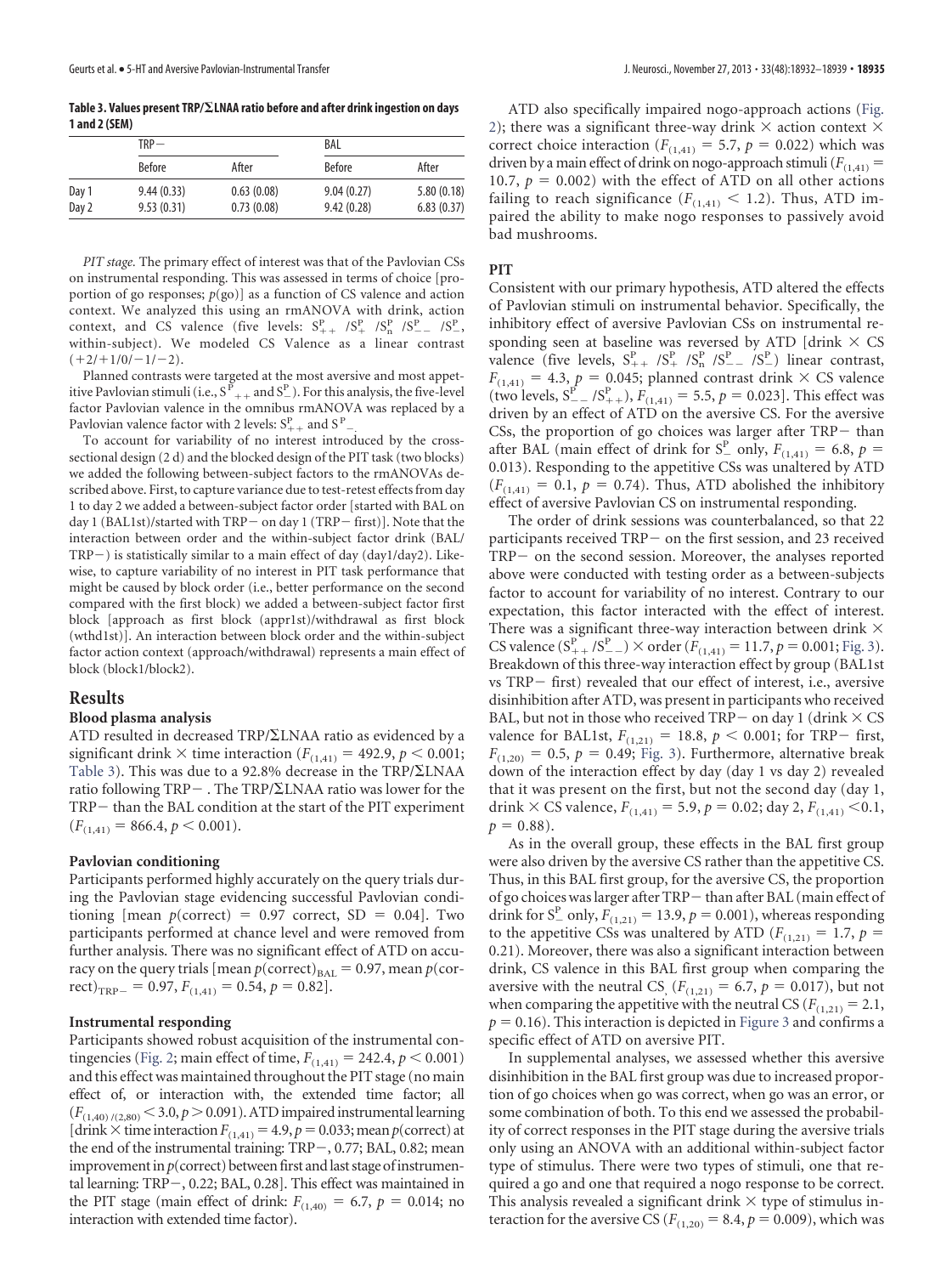**Table 3. Values present TRP/ΣLNAA ratio before and after drink ingestion on days 1 and 2 (SEM)**

| | TRP− | | BAL | |
|---|---|---|---|---|
| | Before | After | Before | After |
| Day 1 | 9.44 (0.33) | 0.63 (0.08) | 9.04 (0.27) | 5.80 (0.18) |
| Day 2 | 9.53 (0.31) | 0.73 (0.08) | 9.42 (0.28) | 6.83 (0.37) |

*PIT stage.* The primary effect of interest was that of the Pavlovian CSs on instrumental responding. This was assessed in terms of choice [proportion of go responses; $p(\text{go})$] as a function of CS valence and action context. We analyzed this using an rmANOVA with drink, action context, and CS valence (five levels: $S^P_{++}$ /$S^P_{+}$ /$S^P_{n}$ /$S^P_{--}$ /$S^P_{-}$, within-subject). We modeled CS Valence as a linear contrast (+2/+1/0/−1/−2).

Planned contrasts were targeted at the most aversive and most appetitive Pavlovian stimuli (i.e., $S^P_{++}$ and $S^P_{-}$). For this analysis, the five-level factor Pavlovian valence in the omnibus rmANOVA was replaced by a Pavlovian valence factor with 2 levels: $S^P_{++}$ and $S^P_{--}$.

To account for variability of no interest introduced by the cross-sectional design (2 d) and the blocked design of the PIT task (two blocks) we added the following between-subject factors to the rmANOVAs described above. First, to capture variance due to test-retest effects from day 1 to day 2 we added a between-subject factor order [started with BAL on day 1 (BAL1st)/started with TRP− on day 1 (TRP− first)]. Note that the interaction between order and the within-subject factor drink (BAL/TRP−) is statistically similar to a main effect of day (day1/day2). Likewise, to capture variability of no interest in PIT task performance that might be caused by block order (i.e., better performance on the second compared with the first block) we added a between-subject factor first block [approach as first block (appr1st)/withdrawal as first block (wthd1st)]. An interaction between block order and the within-subject factor action context (approach/withdrawal) represents a main effect of block (block1/block2).

## Results

### Blood plasma analysis

ATD resulted in decreased TRP/ΣLNAA ratio as evidenced by a significant drink × time interaction ($F_{(1,41)} = 492.9$, $p < 0.001$; Table 3). This was due to a 92.8% decrease in the TRP/ΣLNAA ratio following TRP− . The TRP/ΣLNAA ratio was lower for the TRP− than the BAL condition at the start of the PIT experiment ($F_{(1,41)} = 866.4$, $p < 0.001$).

### Pavlovian conditioning

Participants performed highly accurately on the query trials during the Pavlovian stage evidencing successful Pavlovian conditioning [mean $p(\text{correct}) = 0.97$ correct, SD = 0.04]. Two participants performed at chance level and were removed from further analysis. There was no significant effect of ATD on accuracy on the query trials [mean $p(\text{correct})_{\text{BAL}} = 0.97$, mean $p(\text{correct})_{\text{TRP}-} = 0.97$, $F_{(1,41)} = 0.54$, $p = 0.82$].

### Instrumental responding

Participants showed robust acquisition of the instrumental contingencies (Fig. 2; main effect of time, $F_{(1,41)} = 242.4$, $p < 0.001$) and this effect was maintained throughout the PIT stage (no main effect of, or interaction with, the extended time factor; all ($F_{(1,40)/(2,80)} < 3.0$, $p > 0.091$). ATD impaired instrumental learning [drink × time interaction $F_{(1,41)} = 4.9$, $p = 0.033$; mean $p(\text{correct})$ at the end of the instrumental training: TRP−, 0.77; BAL, 0.82; mean improvement in $p(\text{correct})$ between first and last stage of instrumental learning: TRP−, 0.22; BAL, 0.28]. This effect was maintained in the PIT stage (main effect of drink: $F_{(1,40)} = 6.7$, $p = 0.014$; no interaction with extended time factor).

ATD also specifically impaired nogo-approach actions (Fig. 2); there was a significant three-way drink × action context × correct choice interaction ($F_{(1,41)} = 5.7$, $p = 0.022$) which was driven by a main effect of drink on nogo-approach stimuli ($F_{(1,41)} = 10.7$, $p = 0.002$) with the effect of ATD on all other actions failing to reach significance ($F_{(1,41)} < 1.2$). Thus, ATD impaired the ability to make nogo responses to passively avoid bad mushrooms.

### PIT

Consistent with our primary hypothesis, ATD altered the effects of Pavlovian stimuli on instrumental behavior. Specifically, the inhibitory effect of aversive Pavlovian CSs on instrumental responding seen at baseline was reversed by ATD [drink × CS valence (five levels, $S^P_{++}$ /$S^P_{+}$ /$S^P_{n}$ /$S^P_{--}$ /$S^P_{-}$) linear contrast, $F_{(1,41)} = 4.3$, $p = 0.045$; planned contrast drink × CS valence (two levels, $S^P_{--}$ /$S^P_{++}$), $F_{(1,41)} = 5.5$, $p = 0.023$]. This effect was driven by an effect of ATD on the aversive CS. For the aversive CSs, the proportion of go choices was larger after TRP− than after BAL (main effect of drink for $S^P_{-}$ only, $F_{(1,41)} = 6.8$, $p = 0.013$). Responding to the appetitive CSs was unaltered by ATD ($F_{(1,41)} = 0.1$, $p = 0.74$). Thus, ATD abolished the inhibitory effect of aversive Pavlovian CS on instrumental responding.

The order of drink sessions was counterbalanced, so that 22 participants received TRP− on the first session, and 23 received TRP− on the second session. Moreover, the analyses reported above were conducted with testing order as a between-subjects factor to account for variability of no interest. Contrary to our expectation, this factor interacted with the effect of interest. There was a significant three-way interaction between drink × CS valence ($S^P_{++}$ /$S^P_{--}$) × order ($F_{(1,41)} = 11.7$, $p = 0.001$; Fig. 3). Breakdown of this three-way interaction effect by group (BAL1st vs TRP− first) revealed that our effect of interest, i.e., aversive disinhibition after ATD, was present in participants who received BAL, but not in those who received TRP− on day 1 (drink × CS valence for BAL1st, $F_{(1,21)} = 18.8$, $p < 0.001$; for TRP− first, $F_{(1,20)} = 0.5$, $p = 0.49$; Fig. 3). Furthermore, alternative break down of the interaction effect by day (day 1 vs day 2) revealed that it was present on the first, but not the second day (day 1, drink × CS valence, $F_{(1,41)} = 5.9$, $p = 0.02$; day 2, $F_{(1,41)} < 0.1$, $p = 0.88$).

As in the overall group, these effects in the BAL first group were also driven by the aversive CS rather than the appetitive CS. Thus, in this BAL first group, for the aversive CS, the proportion of go choices was larger after TRP− than after BAL (main effect of drink for $S^P_{-}$ only, $F_{(1,21)} = 13.9$, $p = 0.001$), whereas responding to the appetitive CSs was unaltered by ATD ($F_{(1,21)} = 1.7$, $p = 0.21$). Moreover, there was also a significant interaction between drink, CS valence in this BAL first group when comparing the aversive with the neutral CS, ($F_{(1,21)} = 6.7$, $p = 0.017$), but not when comparing the appetitive with the neutral CS ($F_{(1,21)} = 2.1$, $p = 0.16$). This interaction is depicted in Figure 3 and confirms a specific effect of ATD on aversive PIT.

In supplemental analyses, we assessed whether this aversive disinhibition in the BAL first group was due to increased proportion of go choices when go was correct, when go was an error, or some combination of both. To this end we assessed the probability of correct responses in the PIT stage during the aversive trials only using an ANOVA with an additional within-subject factor type of stimulus. There were two types of stimuli, one that required a go and one that required a nogo response to be correct. This analysis revealed a significant drink × type of stimulus interaction for the aversive CS ($F_{(1,20)} = 8.4$, $p = 0.009$), which was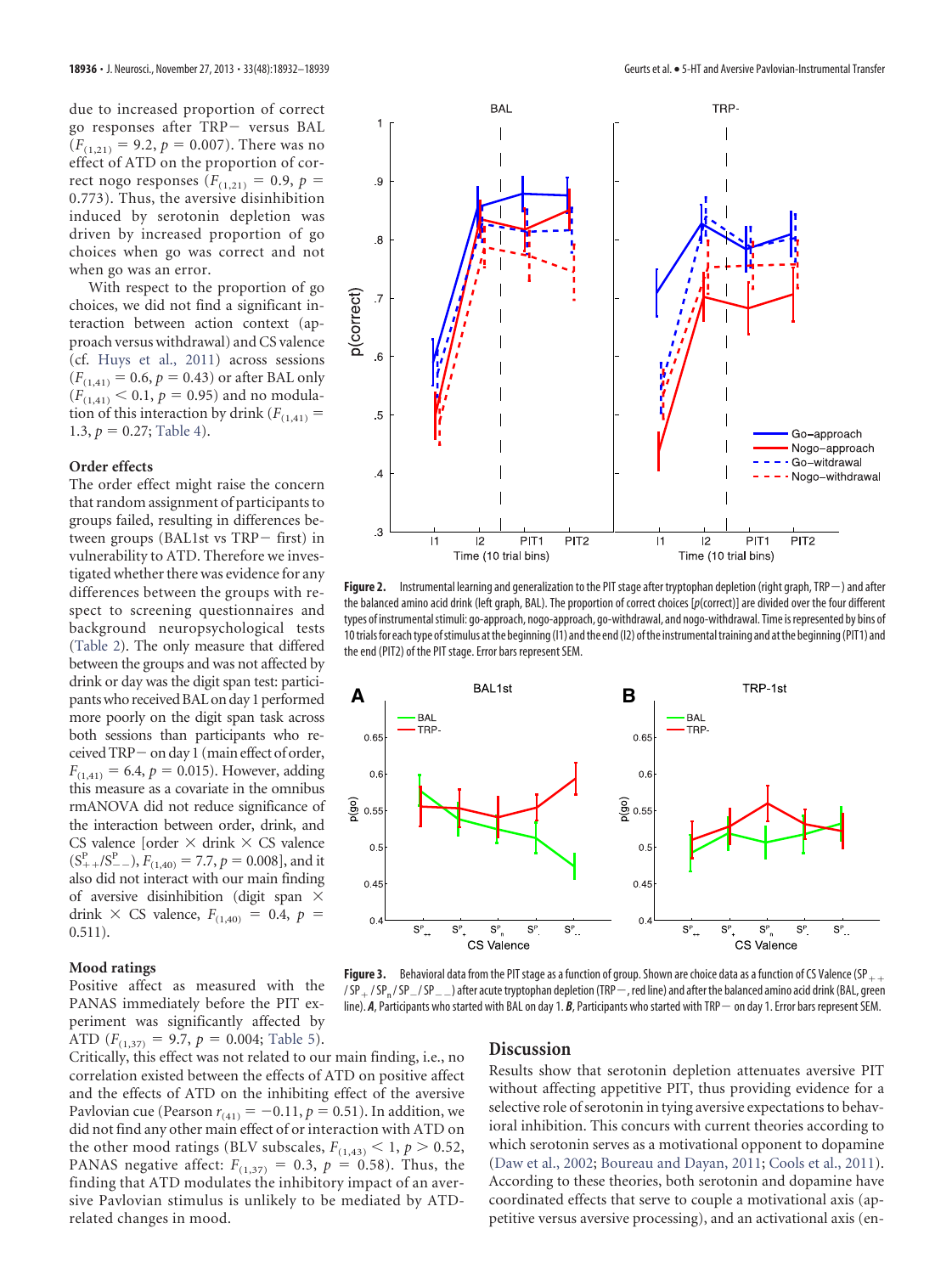due to increased proportion of correct go responses after TRP− versus BAL ($F_{(1,21)} = 9.2$, $p = 0.007$). There was no effect of ATD on the proportion of correct nogo responses ($F_{(1,21)} = 0.9$, $p = 0.773$). Thus, the aversive disinhibition induced by serotonin depletion was driven by increased proportion of go choices when go was correct and not when go was an error.

With respect to the proportion of go choices, we did not find a significant interaction between action context (approach versus withdrawal) and CS valence (cf. Huys et al., 2011) across sessions ($F_{(1,41)} = 0.6$, $p = 0.43$) or after BAL only ($F_{(1,41)} < 0.1$, $p = 0.95$) and no modulation of this interaction by drink ($F_{(1,41)} = 1.3$, $p = 0.27$; Table 4).

### Order effects

The order effect might raise the concern that random assignment of participants to groups failed, resulting in differences between groups (BAL1st vs TRP− first) in vulnerability to ATD. Therefore we investigated whether there was evidence for any differences between the groups with respect to screening questionnaires and background neuropsychological tests (Table 2). The only measure that differed between the groups and was not affected by drink or day was the digit span test: participants who received BAL on day 1 performed more poorly on the digit span task across both sessions than participants who received TRP− on day 1 (main effect of order, $F_{(1,41)} = 6.4$, $p = 0.015$). However, adding this measure as a covariate in the omnibus rmANOVA did not reduce significance of the interaction between order, drink, and CS valence [order × drink × CS valence ($S^P_{++}/S^P_{--}$), $F_{(1,40)} = 7.7$, $p = 0.008$], and it also did not interact with our main finding of aversive disinhibition (digit span × drink × CS valence, $F_{(1,40)} = 0.4$, $p = 0.511$).

### Mood ratings

Positive affect as measured with the PANAS immediately before the PIT experiment was significantly affected by ATD ($F_{(1,37)} = 9.7$, $p = 0.004$; Table 5). Critically, this effect was not related to our main finding, i.e., no correlation existed between the effects of ATD on positive affect and the effects of ATD on the inhibiting effect of the aversive Pavlovian cue (Pearson $r_{(41)} = -0.11$, $p = 0.51$). In addition, we did not find any other main effect of or interaction with ATD on the other mood ratings (BLV subscales, $F_{(1,43)} < 1$, $p > 0.52$, PANAS negative affect: $F_{(1,37)} = 0.3$, $p = 0.58$). Thus, the finding that ATD modulates the inhibitory impact of an aversive Pavlovian stimulus is unlikely to be mediated by ATD-related changes in mood.

**Figure 2.** Instrumental learning and generalization to the PIT stage after tryptophan depletion (right graph, TRP−) and after the balanced amino acid drink (left graph, BAL). The proportion of correct choices [p(correct)] are divided over the four different types of instrumental stimuli: go-approach, nogo-approach, go-withdrawal, and nogo-withdrawal. Time is represented by bins of 10 trials for each type of stimulus at the beginning (I1) and the end (I2) of the instrumental training and at the beginning (PIT1) and the end (PIT2) of the PIT stage. Error bars represent SEM.

**Figure 3.** Behavioral data from the PIT stage as a function of group. Shown are choice data as a function of CS Valence ($SP_{++}$ / $SP_{+}$ / $SP_{n}$ / $SP_{-}$ / $SP_{--}$) after acute tryptophan depletion (TRP−, red line) and after the balanced amino acid drink (BAL, green line). ***A***, Participants who started with BAL on day 1. ***B***, Participants who started with TRP− on day 1. Error bars represent SEM.

## Discussion

Results show that serotonin depletion attenuates aversive PIT without affecting appetitive PIT, thus providing evidence for a selective role of serotonin in tying aversive expectations to behavioral inhibition. This concurs with current theories according to which serotonin serves as a motivational opponent to dopamine (Daw et al., 2002; Boureau and Dayan, 2011; Cools et al., 2011). According to these theories, both serotonin and dopamine have coordinated effects that serve to couple a motivational axis (appetitive versus aversive processing), and an activational axis (en-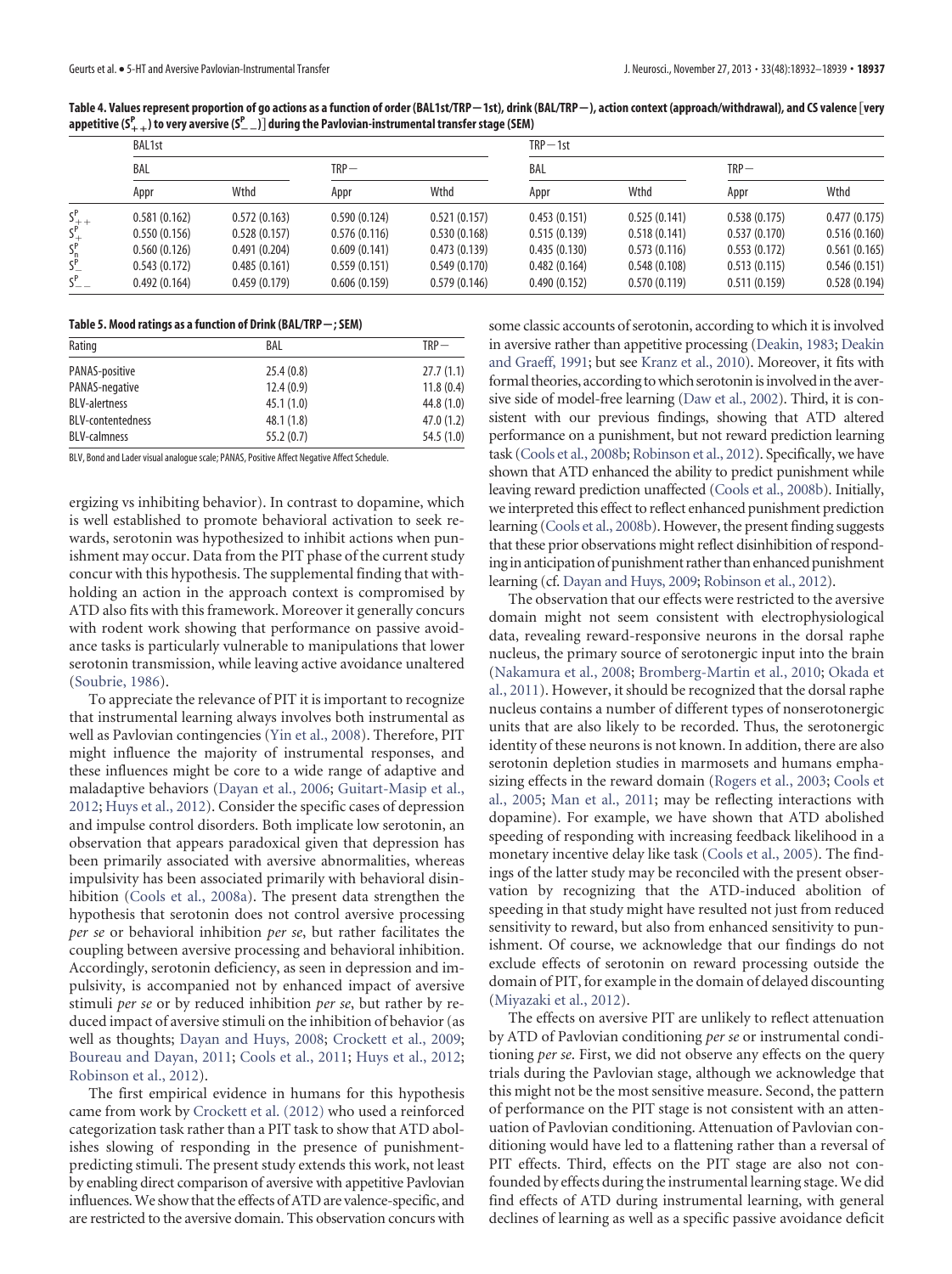**Table 4. Values represent proportion of go actions as a function of order (BAL1st/TRP−1st), drink (BAL/TRP−), action context (approach/withdrawal), and CS valence [very appetitive ($S^P_{++}$) to very aversive ($S^P_{--}$)] during the Pavlovian-instrumental transfer stage (SEM)**

| | BAL1st | | | | TRP−1st | | | |
|---|---|---|---|---|---|---|---|---|
| | BAL | | TRP− | | BAL | | TRP− | |
| | Appr | Wthd | Appr | Wthd | Appr | Wthd | Appr | Wthd |
| $S^P_{++}$ | 0.581 (0.162) | 0.572 (0.163) | 0.590 (0.124) | 0.521 (0.157) | 0.453 (0.151) | 0.525 (0.141) | 0.538 (0.175) | 0.477 (0.175) |
| $S^P_{+}$ | 0.550 (0.156) | 0.528 (0.157) | 0.576 (0.116) | 0.530 (0.168) | 0.515 (0.139) | 0.518 (0.141) | 0.537 (0.170) | 0.516 (0.160) |
| $S^P_{n}$ | 0.560 (0.126) | 0.491 (0.204) | 0.609 (0.141) | 0.473 (0.139) | 0.435 (0.130) | 0.573 (0.116) | 0.553 (0.172) | 0.561 (0.165) |
| $S^P_{-}$ | 0.543 (0.172) | 0.485 (0.161) | 0.559 (0.151) | 0.549 (0.170) | 0.482 (0.164) | 0.548 (0.108) | 0.513 (0.115) | 0.546 (0.151) |
| $S^P_{--}$ | 0.492 (0.164) | 0.459 (0.179) | 0.606 (0.159) | 0.579 (0.146) | 0.490 (0.152) | 0.570 (0.119) | 0.511 (0.159) | 0.528 (0.194) |

**Table 5. Mood ratings as a function of Drink (BAL/TRP−; SEM)**

| Rating | BAL | TRP− |
|---|---|---|
| PANAS-positive | 25.4 (0.8) | 27.7 (1.1) |
| PANAS-negative | 12.4 (0.9) | 11.8 (0.4) |
| BLV-alertness | 45.1 (1.0) | 44.8 (1.0) |
| BLV-contentedness | 48.1 (1.8) | 47.0 (1.2) |
| BLV-calmness | 55.2 (0.7) | 54.5 (1.0) |

BLV, Bond and Lader visual analogue scale; PANAS, Positive Affect Negative Affect Schedule.

ergizing vs inhibiting behavior). In contrast to dopamine, which is well established to promote behavioral activation to seek rewards, serotonin was hypothesized to inhibit actions when punishment may occur. Data from the PIT phase of the current study concur with this hypothesis. The supplemental finding that withholding an action in the approach context is compromised by ATD also fits with this framework. Moreover it generally concurs with rodent work showing that performance on passive avoidance tasks is particularly vulnerable to manipulations that lower serotonin transmission, while leaving active avoidance unaltered (Soubrie, 1986).

To appreciate the relevance of PIT it is important to recognize that instrumental learning always involves both instrumental as well as Pavlovian contingencies (Yin et al., 2008). Therefore, PIT might influence the majority of instrumental responses, and these influences might be core to a wide range of adaptive and maladaptive behaviors (Dayan et al., 2006; Guitart-Masip et al., 2012; Huys et al., 2012). Consider the specific cases of depression and impulse control disorders. Both implicate low serotonin, an observation that appears paradoxical given that depression has been primarily associated with aversive abnormalities, whereas impulsivity has been associated primarily with behavioral disinhibition (Cools et al., 2008a). The present data strengthen the hypothesis that serotonin does not control aversive processing *per se* or behavioral inhibition *per se*, but rather facilitates the coupling between aversive processing and behavioral inhibition. Accordingly, serotonin deficiency, as seen in depression and impulsivity, is accompanied not by enhanced impact of aversive stimuli *per se* or by reduced inhibition *per se*, but rather by reduced impact of aversive stimuli on the inhibition of behavior (as well as thoughts; Dayan and Huys, 2008; Crockett et al., 2009; Boureau and Dayan, 2011; Cools et al., 2011; Huys et al., 2012; Robinson et al., 2012).

The first empirical evidence in humans for this hypothesis came from work by Crockett et al. (2012) who used a reinforced categorization task rather than a PIT task to show that ATD abolishes slowing of responding in the presence of punishment-predicting stimuli. The present study extends this work, not least by enabling direct comparison of aversive with appetitive Pavlovian influences. We show that the effects of ATD are valence-specific, and are restricted to the aversive domain. This observation concurs with some classic accounts of serotonin, according to which it is involved in aversive rather than appetitive processing (Deakin, 1983; Deakin and Graeff, 1991; but see Kranz et al., 2010). Moreover, it fits with formal theories, according to which serotonin is involved in the aversive side of model-free learning (Daw et al., 2002). Third, it is consistent with our previous findings, showing that ATD altered performance on a punishment, but not reward prediction learning task (Cools et al., 2008b; Robinson et al., 2012). Specifically, we have shown that ATD enhanced the ability to predict punishment while leaving reward prediction unaffected (Cools et al., 2008b). Initially, we interpreted this effect to reflect enhanced punishment prediction learning (Cools et al., 2008b). However, the present finding suggests that these prior observations might reflect disinhibition of responding in anticipation of punishment rather than enhanced punishment learning (cf. Dayan and Huys, 2009; Robinson et al., 2012).

The observation that our effects were restricted to the aversive domain might not seem consistent with electrophysiological data, revealing reward-responsive neurons in the dorsal raphe nucleus, the primary source of serotonergic input into the brain (Nakamura et al., 2008; Bromberg-Martin et al., 2010; Okada et al., 2011). However, it should be recognized that the dorsal raphe nucleus contains a number of different types of nonserotonergic units that are also likely to be recorded. Thus, the serotonergic identity of these neurons is not known. In addition, there are also serotonin depletion studies in marmosets and humans emphasizing effects in the reward domain (Rogers et al., 2003; Cools et al., 2005; Man et al., 2011; may be reflecting interactions with dopamine). For example, we have shown that ATD abolished speeding of responding with increasing feedback likelihood in a monetary incentive delay like task (Cools et al., 2005). The findings of the latter study may be reconciled with the present observation by recognizing that the ATD-induced abolition of speeding in that study might have resulted not just from reduced sensitivity to reward, but also from enhanced sensitivity to punishment. Of course, we acknowledge that our findings do not exclude effects of serotonin on reward processing outside the domain of PIT, for example in the domain of delayed discounting (Miyazaki et al., 2012).

The effects on aversive PIT are unlikely to reflect attenuation by ATD of Pavlovian conditioning *per se* or instrumental conditioning *per se*. First, we did not observe any effects on the query trials during the Pavlovian stage, although we acknowledge that this might not be the most sensitive measure. Second, the pattern of performance on the PIT stage is not consistent with an attenuation of Pavlovian conditioning. Attenuation of Pavlovian conditioning would have led to a flattening rather than a reversal of PIT effects. Third, effects on the PIT stage are also not confounded by effects during the instrumental learning stage. We did find effects of ATD during instrumental learning, with general declines of learning as well as a specific passive avoidance deficit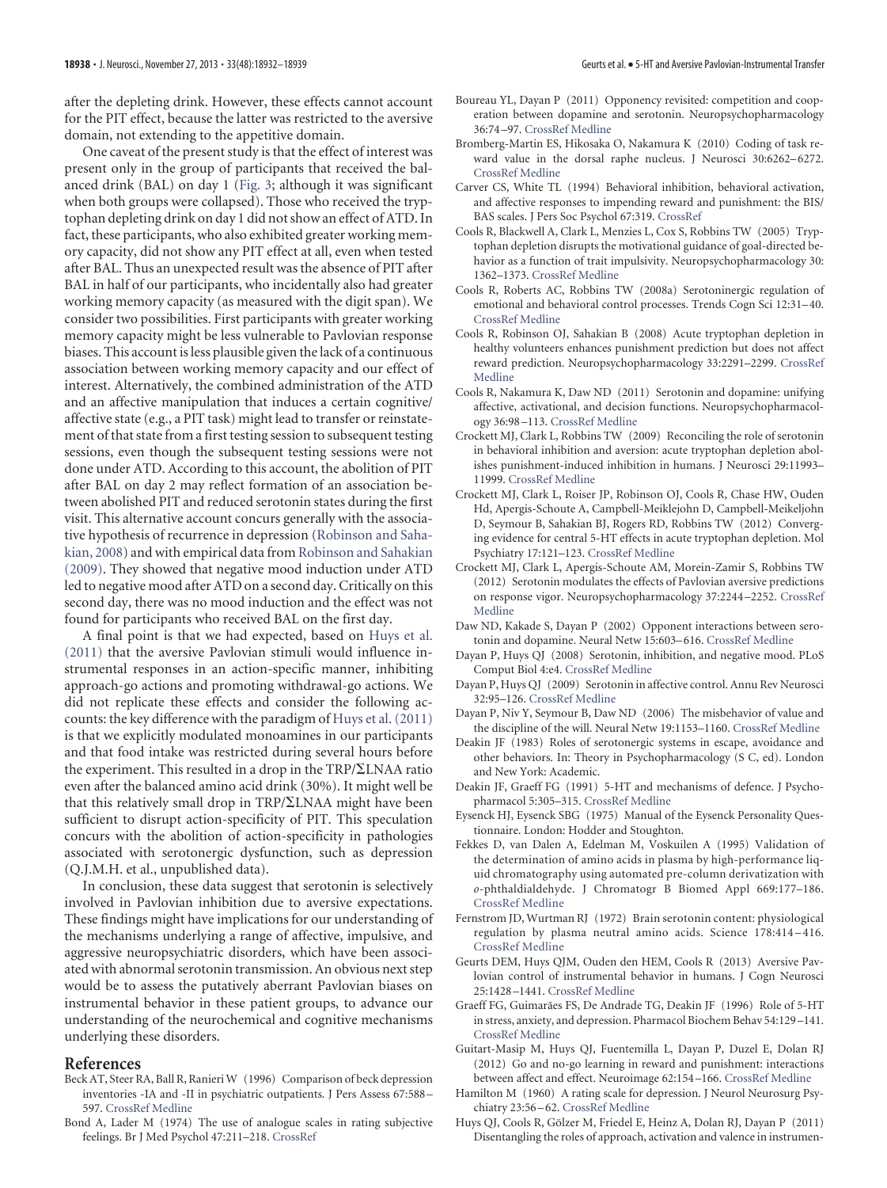after the depleting drink. However, these effects cannot account for the PIT effect, because the latter was restricted to the aversive domain, not extending to the appetitive domain.

One caveat of the present study is that the effect of interest was present only in the group of participants that received the balanced drink (BAL) on day 1 (Fig. 3; although it was significant when both groups were collapsed). Those who received the tryptophan depleting drink on day 1 did not show an effect of ATD. In fact, these participants, who also exhibited greater working memory capacity, did not show any PIT effect at all, even when tested after BAL. Thus an unexpected result was the absence of PIT after BAL in half of our participants, who incidentally also had greater working memory capacity (as measured with the digit span). We consider two possibilities. First participants with greater working memory capacity might be less vulnerable to Pavlovian response biases. This account is less plausible given the lack of a continuous association between working memory capacity and our effect of interest. Alternatively, the combined administration of the ATD and an affective manipulation that induces a certain cognitive/affective state (e.g., a PIT task) might lead to transfer or reinstatement of that state from a first testing session to subsequent testing sessions, even though the subsequent testing sessions were not done under ATD. According to this account, the abolition of PIT after BAL on day 2 may reflect formation of an association between abolished PIT and reduced serotonin states during the first visit. This alternative account concurs generally with the associative hypothesis of recurrence in depression (Robinson and Sahakian, 2008) and with empirical data from Robinson and Sahakian (2009). They showed that negative mood induction under ATD led to negative mood after ATD on a second day. Critically on this second day, there was no mood induction and the effect was not found for participants who received BAL on the first day.

A final point is that we had expected, based on Huys et al. (2011) that the aversive Pavlovian stimuli would influence instrumental responses in an action-specific manner, inhibiting approach-go actions and promoting withdrawal-go actions. We did not replicate these effects and consider the following accounts: the key difference with the paradigm of Huys et al. (2011) is that we explicitly modulated monoamines in our participants and that food intake was restricted during several hours before the experiment. This resulted in a drop in the TRP/ΣLNAA ratio even after the balanced amino acid drink (30%). It might well be that this relatively small drop in TRP/ΣLNAA might have been sufficient to disrupt action-specificity of PIT. This speculation concurs with the abolition of action-specificity in pathologies associated with serotonergic dysfunction, such as depression (Q.J.M.H. et al., unpublished data).

In conclusion, these data suggest that serotonin is selectively involved in Pavlovian inhibition due to aversive expectations. These findings might have implications for our understanding of the mechanisms underlying a range of affective, impulsive, and aggressive neuropsychiatric disorders, which have been associated with abnormal serotonin transmission. An obvious next step would be to assess the putatively aberrant Pavlovian biases on instrumental behavior in these patient groups, to advance our understanding of the neurochemical and cognitive mechanisms underlying these disorders.

## References

Beck AT, Steer RA, Ball R, Ranieri W (1996) Comparison of beck depression inventories -IA and -II in psychiatric outpatients. J Pers Assess 67:588–597. CrossRef Medline

Bond A, Lader M (1974) The use of analogue scales in rating subjective feelings. Br J Med Psychol 47:211–218. CrossRef

Boureau YL, Dayan P (2011) Opponency revisited: competition and cooperation between dopamine and serotonin. Neuropsychopharmacology 36:74–97. CrossRef Medline

Bromberg-Martin ES, Hikosaka O, Nakamura K (2010) Coding of task reward value in the dorsal raphe nucleus. J Neurosci 30:6262–6272. CrossRef Medline

Carver CS, White TL (1994) Behavioral inhibition, behavioral activation, and affective responses to impending reward and punishment: the BIS/BAS scales. J Pers Soc Psychol 67:319. CrossRef

Cools R, Blackwell A, Clark L, Menzies L, Cox S, Robbins TW (2005) Tryptophan depletion disrupts the motivational guidance of goal-directed behavior as a function of trait impulsivity. Neuropsychopharmacology 30: 1362–1373. CrossRef Medline

Cools R, Roberts AC, Robbins TW (2008a) Serotoninergic regulation of emotional and behavioral control processes. Trends Cogn Sci 12:31–40. CrossRef Medline

Cools R, Robinson OJ, Sahakian B (2008) Acute tryptophan depletion in healthy volunteers enhances punishment prediction but does not affect reward prediction. Neuropsychopharmacology 33:2291–2299. CrossRef Medline

Cools R, Nakamura K, Daw ND (2011) Serotonin and dopamine: unifying affective, activational, and decision functions. Neuropsychopharmacology 36:98–113. CrossRef Medline

Crockett MJ, Clark L, Robbins TW (2009) Reconciling the role of serotonin in behavioral inhibition and aversion: acute tryptophan depletion abolishes punishment-induced inhibition in humans. J Neurosci 29:11993–11999. CrossRef Medline

Crockett MJ, Clark L, Roiser JP, Robinson OJ, Cools R, Chase HW, Ouden Hd, Apergis-Schoute A, Campbell-Meiklejohn D, Campbell-Meikeljohn D, Seymour B, Sahakian BJ, Rogers RD, Robbins TW (2012) Converging evidence for central 5-HT effects in acute tryptophan depletion. Mol Psychiatry 17:121–123. CrossRef Medline

Crockett MJ, Clark L, Apergis-Schoute AM, Morein-Zamir S, Robbins TW (2012) Serotonin modulates the effects of Pavlovian aversive predictions on response vigor. Neuropsychopharmacology 37:2244–2252. CrossRef Medline

Daw ND, Kakade S, Dayan P (2002) Opponent interactions between serotonin and dopamine. Neural Netw 15:603–616. CrossRef Medline

Dayan P, Huys QJ (2008) Serotonin, inhibition, and negative mood. PLoS Comput Biol 4:e4. CrossRef Medline

Dayan P, Huys QJ (2009) Serotonin in affective control. Annu Rev Neurosci 32:95–126. CrossRef Medline

Dayan P, Niv Y, Seymour B, Daw ND (2006) The misbehavior of value and the discipline of the will. Neural Netw 19:1153–1160. CrossRef Medline

Deakin JF (1983) Roles of serotonergic systems in escape, avoidance and other behaviors. In: Theory in Psychopharmacology (S C, ed). London and New York: Academic.

Deakin JF, Graeff FG (1991) 5-HT and mechanisms of defence. J Psychopharmacol 5:305–315. CrossRef Medline

Eysenck HJ, Eysenck SBG (1975) Manual of the Eysenck Personality Questionnaire. London: Hodder and Stoughton.

Fekkes D, van Dalen A, Edelman M, Voskuilen A (1995) Validation of the determination of amino acids in plasma by high-performance liquid chromatography using automated pre-column derivatization with *o*-phthaldialdehyde. J Chromatogr B Biomed Appl 669:177–186. CrossRef Medline

Fernstrom JD, Wurtman RJ (1972) Brain serotonin content: physiological regulation by plasma neutral amino acids. Science 178:414–416. CrossRef Medline

Geurts DEM, Huys QJM, Ouden den HEM, Cools R (2013) Aversive Pavlovian control of instrumental behavior in humans. J Cogn Neurosci 25:1428–1441. CrossRef Medline

Graeff FG, Guimarães FS, De Andrade TG, Deakin JF (1996) Role of 5-HT in stress, anxiety, and depression. Pharmacol Biochem Behav 54:129–141. CrossRef Medline

Guitart-Masip M, Huys QJ, Fuentemilla L, Dayan P, Duzel E, Dolan RJ (2012) Go and no-go learning in reward and punishment: interactions between affect and effect. Neuroimage 62:154–166. CrossRef Medline

Hamilton M (1960) A rating scale for depression. J Neurol Neurosurg Psychiatry 23:56–62. CrossRef Medline

Huys QJ, Cools R, Gölzer M, Friedel E, Heinz A, Dolan RJ, Dayan P (2011) Disentangling the roles of approach, activation and valence in instrumen-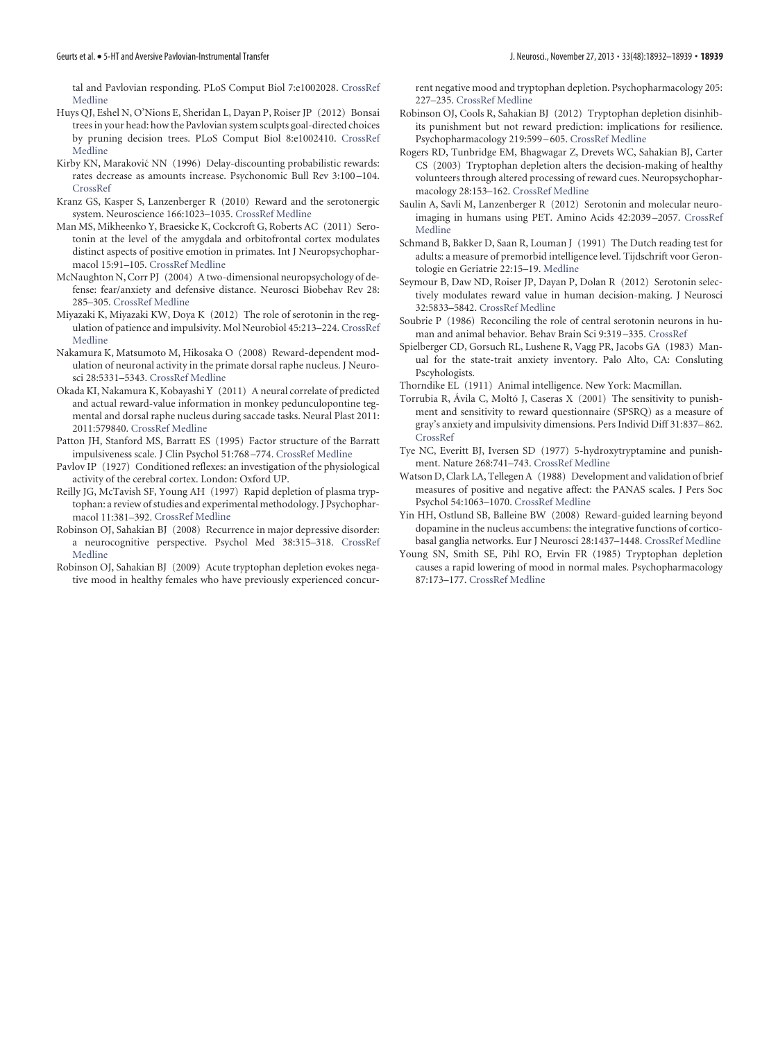tal and Pavlovian responding. PLoS Comput Biol 7:e1002028. CrossRef Medline

Huys QJ, Eshel N, O'Nions E, Sheridan L, Dayan P, Roiser JP (2012) Bonsai trees in your head: how the Pavlovian system sculpts goal-directed choices by pruning decision trees. PLoS Comput Biol 8:e1002410. CrossRef Medline

Kirby KN, Maraković NN (1996) Delay-discounting probabilistic rewards: rates decrease as amounts increase. Psychonomic Bull Rev 3:100–104. CrossRef

Kranz GS, Kasper S, Lanzenberger R (2010) Reward and the serotonergic system. Neuroscience 166:1023–1035. CrossRef Medline

Man MS, Mikheenko Y, Braesicke K, Cockcroft G, Roberts AC (2011) Serotonin at the level of the amygdala and orbitofrontal cortex modulates distinct aspects of positive emotion in primates. Int J Neuropsychopharmacol 15:91–105. CrossRef Medline

McNaughton N, Corr PJ (2004) A two-dimensional neuropsychology of defense: fear/anxiety and defensive distance. Neurosci Biobehav Rev 28: 285–305. CrossRef Medline

Miyazaki K, Miyazaki KW, Doya K (2012) The role of serotonin in the regulation of patience and impulsivity. Mol Neurobiol 45:213–224. CrossRef Medline

Nakamura K, Matsumoto M, Hikosaka O (2008) Reward-dependent modulation of neuronal activity in the primate dorsal raphe nucleus. J Neurosci 28:5331–5343. CrossRef Medline

Okada KI, Nakamura K, Kobayashi Y (2011) A neural correlate of predicted and actual reward-value information in monkey pedunculopontine tegmental and dorsal raphe nucleus during saccade tasks. Neural Plast 2011: 2011:579840. CrossRef Medline

Patton JH, Stanford MS, Barratt ES (1995) Factor structure of the Barratt impulsiveness scale. J Clin Psychol 51:768–774. CrossRef Medline

Pavlov IP (1927) Conditioned reflexes: an investigation of the physiological activity of the cerebral cortex. London: Oxford UP.

Reilly JG, McTavish SF, Young AH (1997) Rapid depletion of plasma tryptophan: a review of studies and experimental methodology. J Psychopharmacol 11:381–392. CrossRef Medline

Robinson OJ, Sahakian BJ (2008) Recurrence in major depressive disorder: a neurocognitive perspective. Psychol Med 38:315–318. CrossRef Medline

Robinson OJ, Sahakian BJ (2009) Acute tryptophan depletion evokes negative mood in healthy females who have previously experienced concurrent negative mood and tryptophan depletion. Psychopharmacology 205: 227–235. CrossRef Medline

Robinson OJ, Cools R, Sahakian BJ (2012) Tryptophan depletion disinhibits punishment but not reward prediction: implications for resilience. Psychopharmacology 219:599–605. CrossRef Medline

Rogers RD, Tunbridge EM, Bhagwagar Z, Drevets WC, Sahakian BJ, Carter CS (2003) Tryptophan depletion alters the decision-making of healthy volunteers through altered processing of reward cues. Neuropsychopharmacology 28:153–162. CrossRef Medline

Saulin A, Savli M, Lanzenberger R (2012) Serotonin and molecular neuroimaging in humans using PET. Amino Acids 42:2039–2057. CrossRef Medline

Schmand B, Bakker D, Saan R, Louman J (1991) The Dutch reading test for adults: a measure of premorbid intelligence level. Tijdschrift voor Gerontologie en Geriatrie 22:15–19. Medline

Seymour B, Daw ND, Roiser JP, Dayan P, Dolan R (2012) Serotonin selectively modulates reward value in human decision-making. J Neurosci 32:5833–5842. CrossRef Medline

Soubrie P (1986) Reconciling the role of central serotonin neurons in human and animal behavior. Behav Brain Sci 9:319–335. CrossRef

Spielberger CD, Gorsuch RL, Lushene R, Vagg PR, Jacobs GA (1983) Manual for the state-trait anxiety inventory. Palo Alto, CA: Consluting Pscyhologists.

Thorndike EL (1911) Animal intelligence. New York: Macmillan.

Torrubia R, Ávila C, Moltó J, Caseras X (2001) The sensitivity to punishment and sensitivity to reward questionnaire (SPSRQ) as a measure of gray's anxiety and impulsivity dimensions. Pers Individ Diff 31:837–862. CrossRef

Tye NC, Everitt BJ, Iversen SD (1977) 5-hydroxytryptamine and punishment. Nature 268:741–743. CrossRef Medline

Watson D, Clark LA, Tellegen A (1988) Development and validation of brief measures of positive and negative affect: the PANAS scales. J Pers Soc Psychol 54:1063–1070. CrossRef Medline

Yin HH, Ostlund SB, Balleine BW (2008) Reward-guided learning beyond dopamine in the nucleus accumbens: the integrative functions of cortico-basal ganglia networks. Eur J Neurosci 28:1437–1448. CrossRef Medline

Young SN, Smith SE, Pihl RO, Ervin FR (1985) Tryptophan depletion causes a rapid lowering of mood in normal males. Psychopharmacology 87:173–177. CrossRef Medline